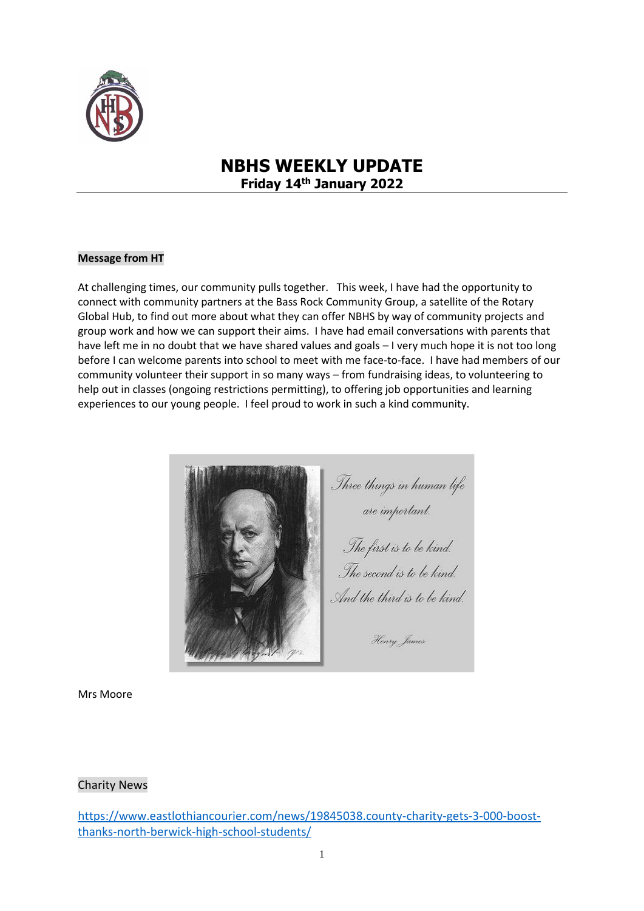# NBHS WEEKLY UPDATE

**Friday 14th January 2022**

**Message from HT**

At challenging times, our community pulls together. This week, I have had the opportunity to connect with community partners at the Bass Rock Community Group, a satellite of the Rotary Global Hub, to find out more about what they can offer NBHS by way of community projects and group work and how we can support their aims. I have had email conversations with parents that have left me in no doubt that we have shared values and goals – I very much hope it is not too long before I can welcome parents into school to meet with me face-to-face. I have had members of our community volunteer their support in so many ways – from fundraising ideas, to volunteering to help out in classes (ongoing restrictions permitting), to offering job opportunities and learning experiences to our young people. I feel proud to work in such a kind community.

Three things in human life are important.

The first is to be kind.
The second is to be kind.
And the third is to be kind.

Henry James

Mrs Moore

Charity News

https://www.eastlothiancourier.com/news/19845038.county-charity-gets-3-000-boost-thanks-north-berwick-high-school-students/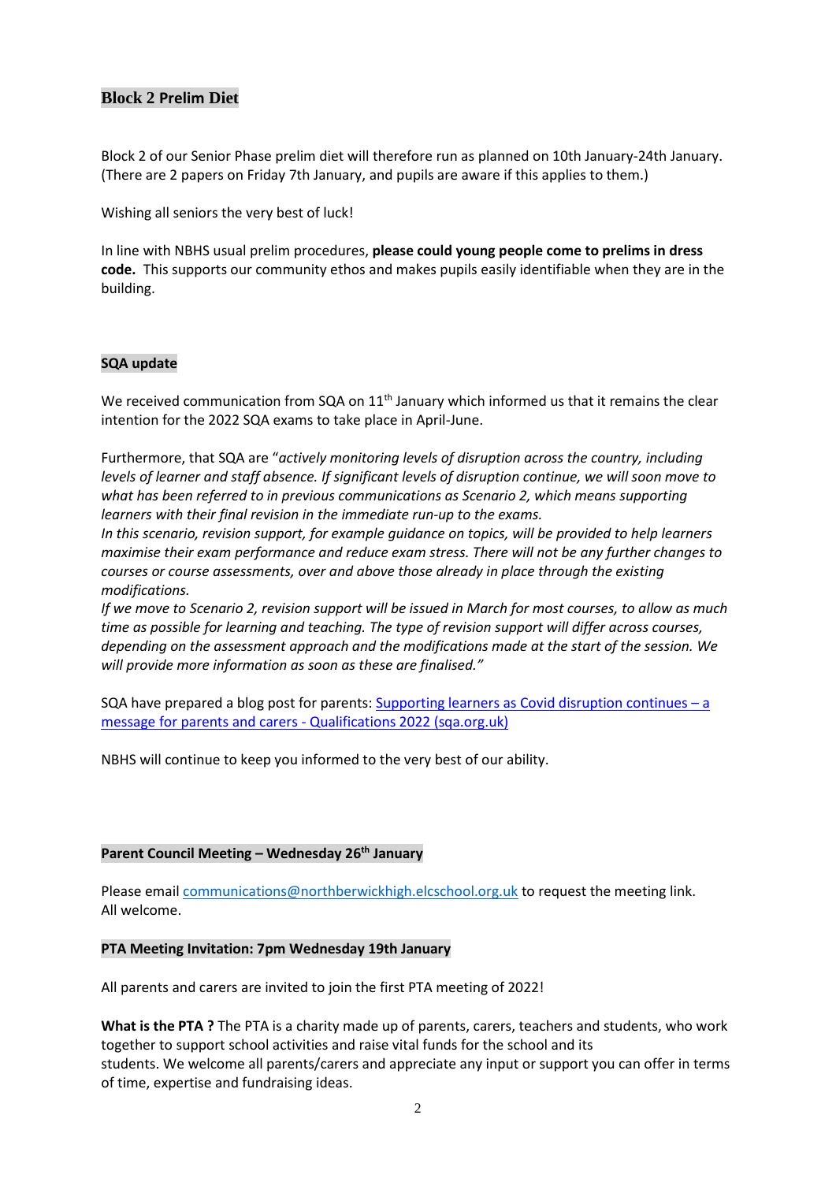## Block 2 Prelim Diet

Block 2 of our Senior Phase prelim diet will therefore run as planned on 10th January-24th January. (There are 2 papers on Friday 7th January, and pupils are aware if this applies to them.)

Wishing all seniors the very best of luck!

In line with NBHS usual prelim procedures, **please could young people come to prelims in dress code.** This supports our community ethos and makes pupils easily identifiable when they are in the building.

## SQA update

We received communication from SQA on 11th January which informed us that it remains the clear intention for the 2022 SQA exams to take place in April-June.

Furthermore, that SQA are "*actively monitoring levels of disruption across the country, including levels of learner and staff absence. If significant levels of disruption continue, we will soon move to what has been referred to in previous communications as Scenario 2, which means supporting learners with their final revision in the immediate run-up to the exams.*
*In this scenario, revision support, for example guidance on topics, will be provided to help learners maximise their exam performance and reduce exam stress. There will not be any further changes to courses or course assessments, over and above those already in place through the existing modifications.*
*If we move to Scenario 2, revision support will be issued in March for most courses, to allow as much time as possible for learning and teaching. The type of revision support will differ across courses, depending on the assessment approach and the modifications made at the start of the session. We will provide more information as soon as these are finalised.*"

SQA have prepared a blog post for parents: [Supporting learners as Covid disruption continues – a message for parents and carers - Qualifications 2022 (sqa.org.uk)]

NBHS will continue to keep you informed to the very best of our ability.

## Parent Council Meeting – Wednesday 26th January

Please email communications@northberwickhigh.elcschool.org.uk to request the meeting link.
All welcome.

## PTA Meeting Invitation: 7pm Wednesday 19th January

All parents and carers are invited to join the first PTA meeting of 2022!

**What is the PTA ?** The PTA is a charity made up of parents, carers, teachers and students, who work together to support school activities and raise vital funds for the school and its students. We welcome all parents/carers and appreciate any input or support you can offer in terms of time, expertise and fundraising ideas.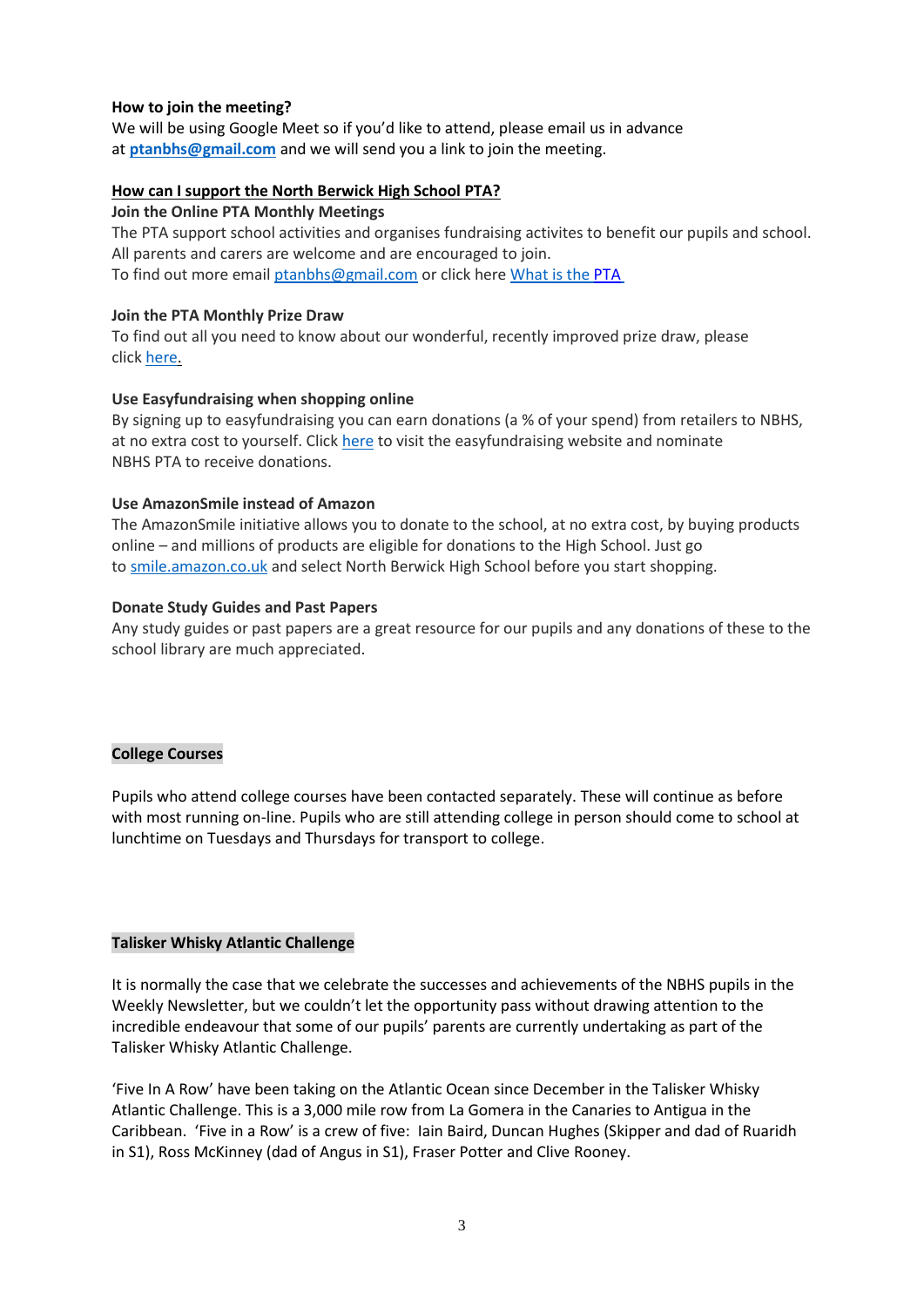**How to join the meeting?**

We will be using Google Meet so if you'd like to attend, please email us in advance at **ptanbhs@gmail.com** and we will send you a link to join the meeting.

## How can I support the North Berwick High School PTA?

**Join the Online PTA Monthly Meetings**

The PTA support school activities and organises fundraising activites to benefit our pupils and school. All parents and carers are welcome and are encouraged to join.

To find out more email ptanbhs@gmail.com or click here What is the PTA

**Join the PTA Monthly Prize Draw**

To find out all you need to know about our wonderful, recently improved prize draw, please click here.

**Use Easyfundraising when shopping online**

By signing up to easyfundraising you can earn donations (a % of your spend) from retailers to NBHS, at no extra cost to yourself. Click here to visit the easyfundraising website and nominate NBHS PTA to receive donations.

**Use AmazonSmile instead of Amazon**

The AmazonSmile initiative allows you to donate to the school, at no extra cost, by buying products online – and millions of products are eligible for donations to the High School. Just go to smile.amazon.co.uk and select North Berwick High School before you start shopping.

**Donate Study Guides and Past Papers**

Any study guides or past papers are a great resource for our pupils and any donations of these to the school library are much appreciated.

## College Courses

Pupils who attend college courses have been contacted separately. These will continue as before with most running on-line. Pupils who are still attending college in person should come to school at lunchtime on Tuesdays and Thursdays for transport to college.

## Talisker Whisky Atlantic Challenge

It is normally the case that we celebrate the successes and achievements of the NBHS pupils in the Weekly Newsletter, but we couldn't let the opportunity pass without drawing attention to the incredible endeavour that some of our pupils' parents are currently undertaking as part of the Talisker Whisky Atlantic Challenge.

'Five In A Row' have been taking on the Atlantic Ocean since December in the Talisker Whisky Atlantic Challenge. This is a 3,000 mile row from La Gomera in the Canaries to Antigua in the Caribbean. 'Five in a Row' is a crew of five: Iain Baird, Duncan Hughes (Skipper and dad of Ruaridh in S1), Ross McKinney (dad of Angus in S1), Fraser Potter and Clive Rooney.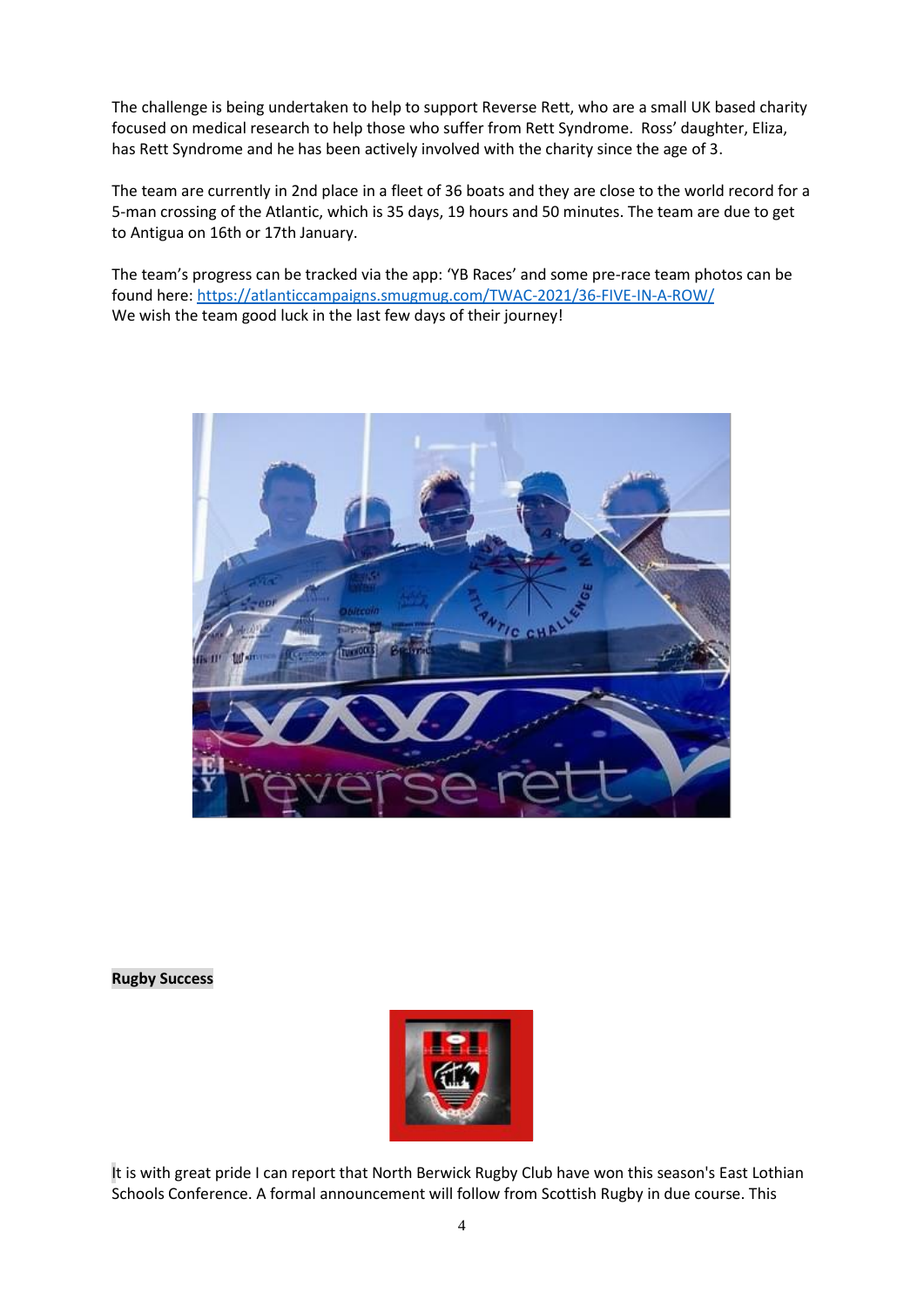The challenge is being undertaken to help to support Reverse Rett, who are a small UK based charity focused on medical research to help those who suffer from Rett Syndrome. Ross' daughter, Eliza, has Rett Syndrome and he has been actively involved with the charity since the age of 3.

The team are currently in 2nd place in a fleet of 36 boats and they are close to the world record for a 5-man crossing of the Atlantic, which is 35 days, 19 hours and 50 minutes. The team are due to get to Antigua on 16th or 17th January.

The team's progress can be tracked via the app: 'YB Races' and some pre-race team photos can be found here: https://atlanticcampaigns.smugmug.com/TWAC-2021/36-FIVE-IN-A-ROW/
We wish the team good luck in the last few days of their journey!

**Rugby Success**

It is with great pride I can report that North Berwick Rugby Club have won this season's East Lothian Schools Conference. A formal announcement will follow from Scottish Rugby in due course. This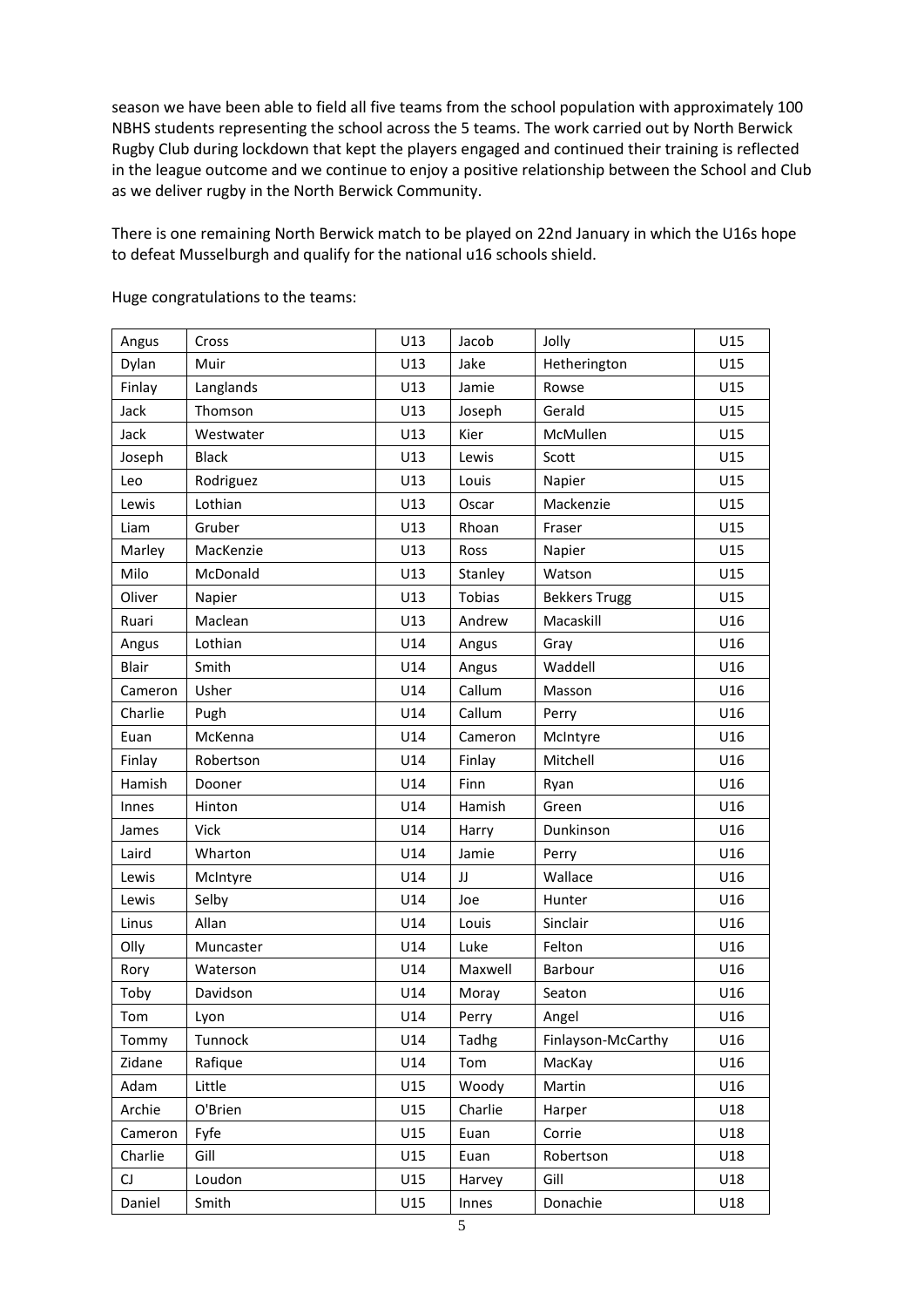season we have been able to field all five teams from the school population with approximately 100 NBHS students representing the school across the 5 teams. The work carried out by North Berwick Rugby Club during lockdown that kept the players engaged and continued their training is reflected in the league outcome and we continue to enjoy a positive relationship between the School and Club as we deliver rugby in the North Berwick Community.

There is one remaining North Berwick match to be played on 22nd January in which the U16s hope to defeat Musselburgh and qualify for the national u16 schools shield.

Huge congratulations to the teams:

| | | | | | |
|---|---|---|---|---|---|
| Angus | Cross | U13 | Jacob | Jolly | U15 |
| Dylan | Muir | U13 | Jake | Hetherington | U15 |
| Finlay | Langlands | U13 | Jamie | Rowse | U15 |
| Jack | Thomson | U13 | Joseph | Gerald | U15 |
| Jack | Westwater | U13 | Kier | McMullen | U15 |
| Joseph | Black | U13 | Lewis | Scott | U15 |
| Leo | Rodriguez | U13 | Louis | Napier | U15 |
| Lewis | Lothian | U13 | Oscar | Mackenzie | U15 |
| Liam | Gruber | U13 | Rhoan | Fraser | U15 |
| Marley | MacKenzie | U13 | Ross | Napier | U15 |
| Milo | McDonald | U13 | Stanley | Watson | U15 |
| Oliver | Napier | U13 | Tobias | Bekkers Trugg | U15 |
| Ruari | Maclean | U13 | Andrew | Macaskill | U16 |
| Angus | Lothian | U14 | Angus | Gray | U16 |
| Blair | Smith | U14 | Angus | Waddell | U16 |
| Cameron | Usher | U14 | Callum | Masson | U16 |
| Charlie | Pugh | U14 | Callum | Perry | U16 |
| Euan | McKenna | U14 | Cameron | McIntyre | U16 |
| Finlay | Robertson | U14 | Finlay | Mitchell | U16 |
| Hamish | Dooner | U14 | Finn | Ryan | U16 |
| Innes | Hinton | U14 | Hamish | Green | U16 |
| James | Vick | U14 | Harry | Dunkinson | U16 |
| Laird | Wharton | U14 | Jamie | Perry | U16 |
| Lewis | McIntyre | U14 | JJ | Wallace | U16 |
| Lewis | Selby | U14 | Joe | Hunter | U16 |
| Linus | Allan | U14 | Louis | Sinclair | U16 |
| Olly | Muncaster | U14 | Luke | Felton | U16 |
| Rory | Waterson | U14 | Maxwell | Barbour | U16 |
| Toby | Davidson | U14 | Moray | Seaton | U16 |
| Tom | Lyon | U14 | Perry | Angel | U16 |
| Tommy | Tunnock | U14 | Tadhg | Finlayson-McCarthy | U16 |
| Zidane | Rafique | U14 | Tom | MacKay | U16 |
| Adam | Little | U15 | Woody | Martin | U16 |
| Archie | O'Brien | U15 | Charlie | Harper | U18 |
| Cameron | Fyfe | U15 | Euan | Corrie | U18 |
| Charlie | Gill | U15 | Euan | Robertson | U18 |
| CJ | Loudon | U15 | Harvey | Gill | U18 |
| Daniel | Smith | U15 | Innes | Donachie | U18 |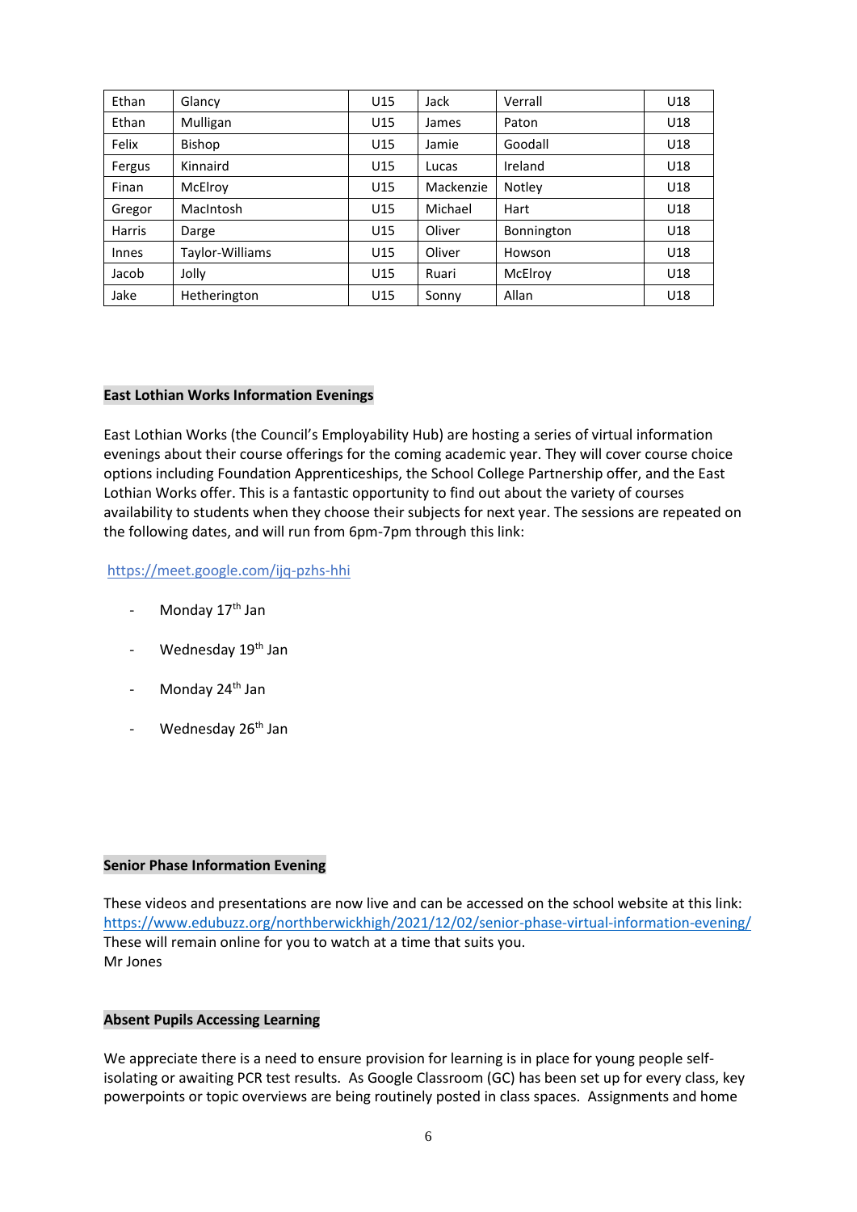| Ethan | Glancy | U15 | Jack | Verrall | U18 |
|---|---|---|---|---|---|
| Ethan | Mulligan | U15 | James | Paton | U18 |
| Felix | Bishop | U15 | Jamie | Goodall | U18 |
| Fergus | Kinnaird | U15 | Lucas | Ireland | U18 |
| Finan | McElroy | U15 | Mackenzie | Notley | U18 |
| Gregor | MacIntosh | U15 | Michael | Hart | U18 |
| Harris | Darge | U15 | Oliver | Bonnington | U18 |
| Innes | Taylor-Williams | U15 | Oliver | Howson | U18 |
| Jacob | Jolly | U15 | Ruari | McElroy | U18 |
| Jake | Hetherington | U15 | Sonny | Allan | U18 |

**East Lothian Works Information Evenings**

East Lothian Works (the Council's Employability Hub) are hosting a series of virtual information evenings about their course offerings for the coming academic year. They will cover course choice options including Foundation Apprenticeships, the School College Partnership offer, and the East Lothian Works offer. This is a fantastic opportunity to find out about the variety of courses availability to students when they choose their subjects for next year. The sessions are repeated on the following dates, and will run from 6pm-7pm through this link:

https://meet.google.com/ijq-pzhs-hhi

- Monday 17th Jan
- Wednesday 19th Jan
- Monday 24th Jan
- Wednesday 26th Jan

**Senior Phase Information Evening**

These videos and presentations are now live and can be accessed on the school website at this link:
https://www.edubuzz.org/northberwickhigh/2021/12/02/senior-phase-virtual-information-evening/
These will remain online for you to watch at a time that suits you.
Mr Jones

**Absent Pupils Accessing Learning**

We appreciate there is a need to ensure provision for learning is in place for young people self-isolating or awaiting PCR test results. As Google Classroom (GC) has been set up for every class, key powerpoints or topic overviews are being routinely posted in class spaces. Assignments and home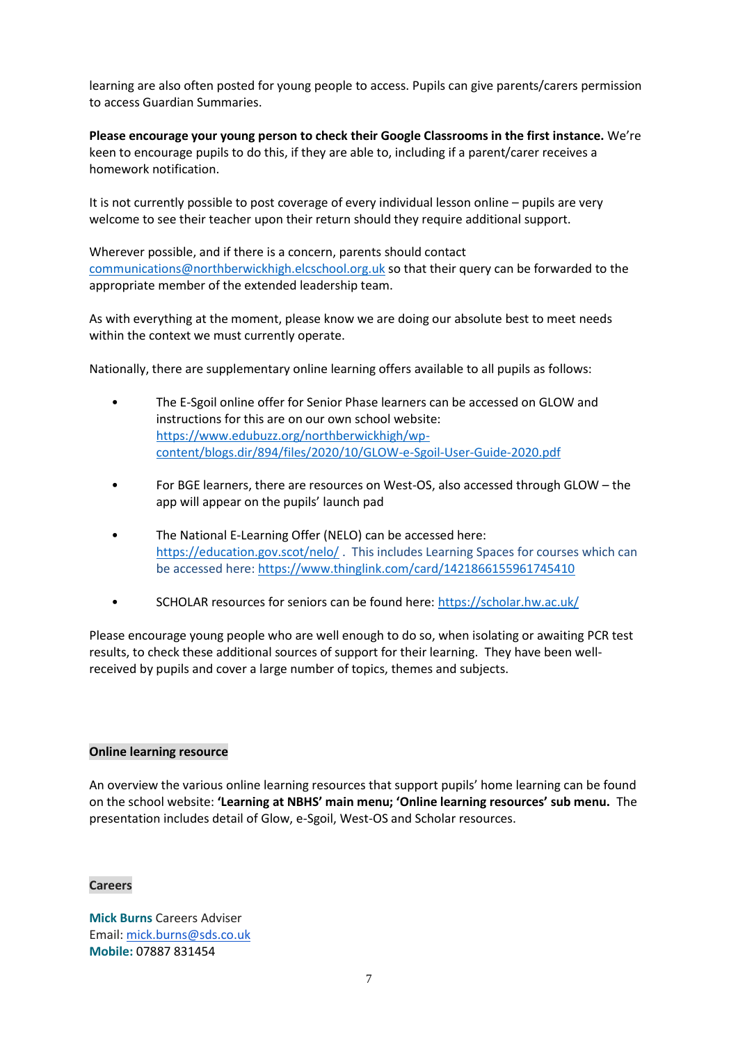learning are also often posted for young people to access. Pupils can give parents/carers permission to access Guardian Summaries.

**Please encourage your young person to check their Google Classrooms in the first instance.** We're keen to encourage pupils to do this, if they are able to, including if a parent/carer receives a homework notification.

It is not currently possible to post coverage of every individual lesson online – pupils are very welcome to see their teacher upon their return should they require additional support.

Wherever possible, and if there is a concern, parents should contact communications@northberwickhigh.elcschool.org.uk so that their query can be forwarded to the appropriate member of the extended leadership team.

As with everything at the moment, please know we are doing our absolute best to meet needs within the context we must currently operate.

Nationally, there are supplementary online learning offers available to all pupils as follows:

- The E-Sgoil online offer for Senior Phase learners can be accessed on GLOW and instructions for this are on our own school website: https://www.edubuzz.org/northberwickhigh/wp-content/blogs.dir/894/files/2020/10/GLOW-e-Sgoil-User-Guide-2020.pdf
- For BGE learners, there are resources on West-OS, also accessed through GLOW – the app will appear on the pupils' launch pad
- The National E-Learning Offer (NELO) can be accessed here: https://education.gov.scot/nelo/ . This includes Learning Spaces for courses which can be accessed here: https://www.thinglink.com/card/1421866155961745410
- SCHOLAR resources for seniors can be found here: https://scholar.hw.ac.uk/

Please encourage young people who are well enough to do so, when isolating or awaiting PCR test results, to check these additional sources of support for their learning. They have been well-received by pupils and cover a large number of topics, themes and subjects.

**Online learning resource**

An overview the various online learning resources that support pupils' home learning can be found on the school website: **'Learning at NBHS' main menu; 'Online learning resources' sub menu.** The presentation includes detail of Glow, e-Sgoil, West-OS and Scholar resources.

**Careers**

**Mick Burns** Careers Adviser
Email: mick.burns@sds.co.uk
**Mobile:** 07887 831454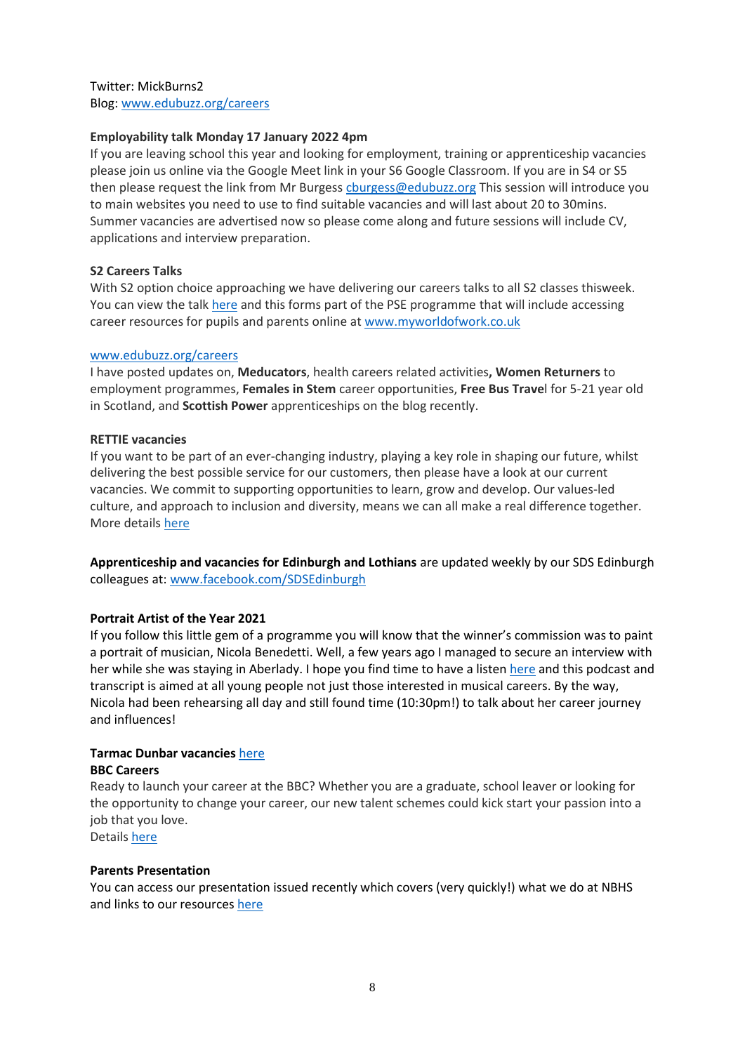Twitter: MickBurns2
Blog: www.edubuzz.org/careers

**Employability talk Monday 17 January 2022 4pm**

If you are leaving school this year and looking for employment, training or apprenticeship vacancies please join us online via the Google Meet link in your S6 Google Classroom. If you are in S4 or S5 then please request the link from Mr Burgess cburgess@edubuzz.org This session will introduce you to main websites you need to use to find suitable vacancies and will last about 20 to 30mins. Summer vacancies are advertised now so please come along and future sessions will include CV, applications and interview preparation.

**S2 Careers Talks**

With S2 option choice approaching we have delivering our careers talks to all S2 classes thisweek. You can view the talk here and this forms part of the PSE programme that will include accessing career resources for pupils and parents online at www.myworldofwork.co.uk

www.edubuzz.org/careers

I have posted updates on, **Meducators**, health careers related activities**, Women Returners** to employment programmes, **Females in Stem** career opportunities, **Free Bus Trave**l for 5-21 year old in Scotland, and **Scottish Power** apprenticeships on the blog recently.

**RETTIE vacancies**

If you want to be part of an ever-changing industry, playing a key role in shaping our future, whilst delivering the best possible service for our customers, then please have a look at our current vacancies. We commit to supporting opportunities to learn, grow and develop. Our values-led culture, and approach to inclusion and diversity, means we can all make a real difference together. More details here

**Apprenticeship and vacancies for Edinburgh and Lothians** are updated weekly by our SDS Edinburgh colleagues at: www.facebook.com/SDSEdinburgh

**Portrait Artist of the Year 2021**

If you follow this little gem of a programme you will know that the winner's commission was to paint a portrait of musician, Nicola Benedetti. Well, a few years ago I managed to secure an interview with her while she was staying in Aberlady. I hope you find time to have a listen here and this podcast and transcript is aimed at all young people not just those interested in musical careers. By the way, Nicola had been rehearsing all day and still found time (10:30pm!) to talk about her career journey and influences!

**Tarmac Dunbar vacancies** here

**BBC Careers**

Ready to launch your career at the BBC? Whether you are a graduate, school leaver or looking for the opportunity to change your career, our new talent schemes could kick start your passion into a job that you love.
Details here

**Parents Presentation**

You can access our presentation issued recently which covers (very quickly!) what we do at NBHS and links to our resources here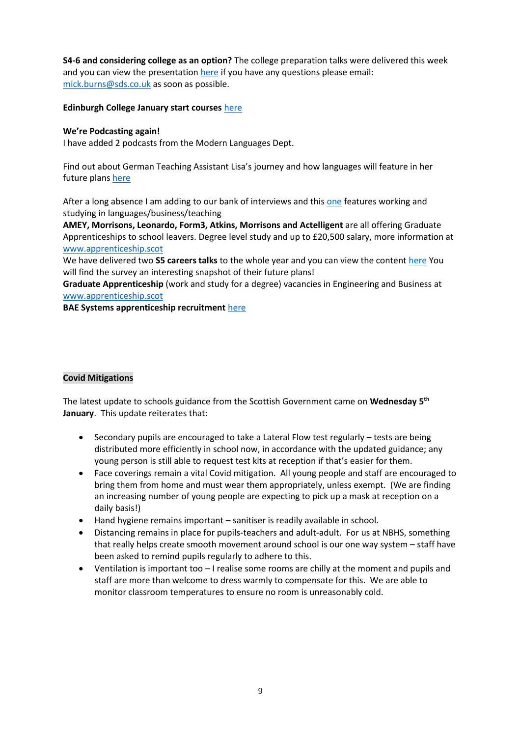**S4-6 and considering college as an option?** The college preparation talks were delivered this week and you can view the presentation here if you have any questions please email: mick.burns@sds.co.uk as soon as possible.

**Edinburgh College January start courses** here

**We're Podcasting again!**
I have added 2 podcasts from the Modern Languages Dept.

Find out about German Teaching Assistant Lisa's journey and how languages will feature in her future plans here

After a long absence I am adding to our bank of interviews and this one features working and studying in languages/business/teaching
**AMEY, Morrisons, Leonardo, Form3, Atkins, Morrisons and Actelligent** are all offering Graduate Apprenticeships to school leavers. Degree level study and up to £20,500 salary, more information at www.apprenticeship.scot
We have delivered two **S5 careers talks** to the whole year and you can view the content here You will find the survey an interesting snapshot of their future plans!
**Graduate Apprenticeship** (work and study for a degree) vacancies in Engineering and Business at www.apprenticeship.scot
**BAE Systems apprenticeship recruitment** here

**Covid Mitigations**

The latest update to schools guidance from the Scottish Government came on **Wednesday 5th January**. This update reiterates that:

- Secondary pupils are encouraged to take a Lateral Flow test regularly – tests are being distributed more efficiently in school now, in accordance with the updated guidance; any young person is still able to request test kits at reception if that's easier for them.
- Face coverings remain a vital Covid mitigation. All young people and staff are encouraged to bring them from home and must wear them appropriately, unless exempt. (We are finding an increasing number of young people are expecting to pick up a mask at reception on a daily basis!)
- Hand hygiene remains important – sanitiser is readily available in school.
- Distancing remains in place for pupils-teachers and adult-adult. For us at NBHS, something that really helps create smooth movement around school is our one way system – staff have been asked to remind pupils regularly to adhere to this.
- Ventilation is important too – I realise some rooms are chilly at the moment and pupils and staff are more than welcome to dress warmly to compensate for this. We are able to monitor classroom temperatures to ensure no room is unreasonably cold.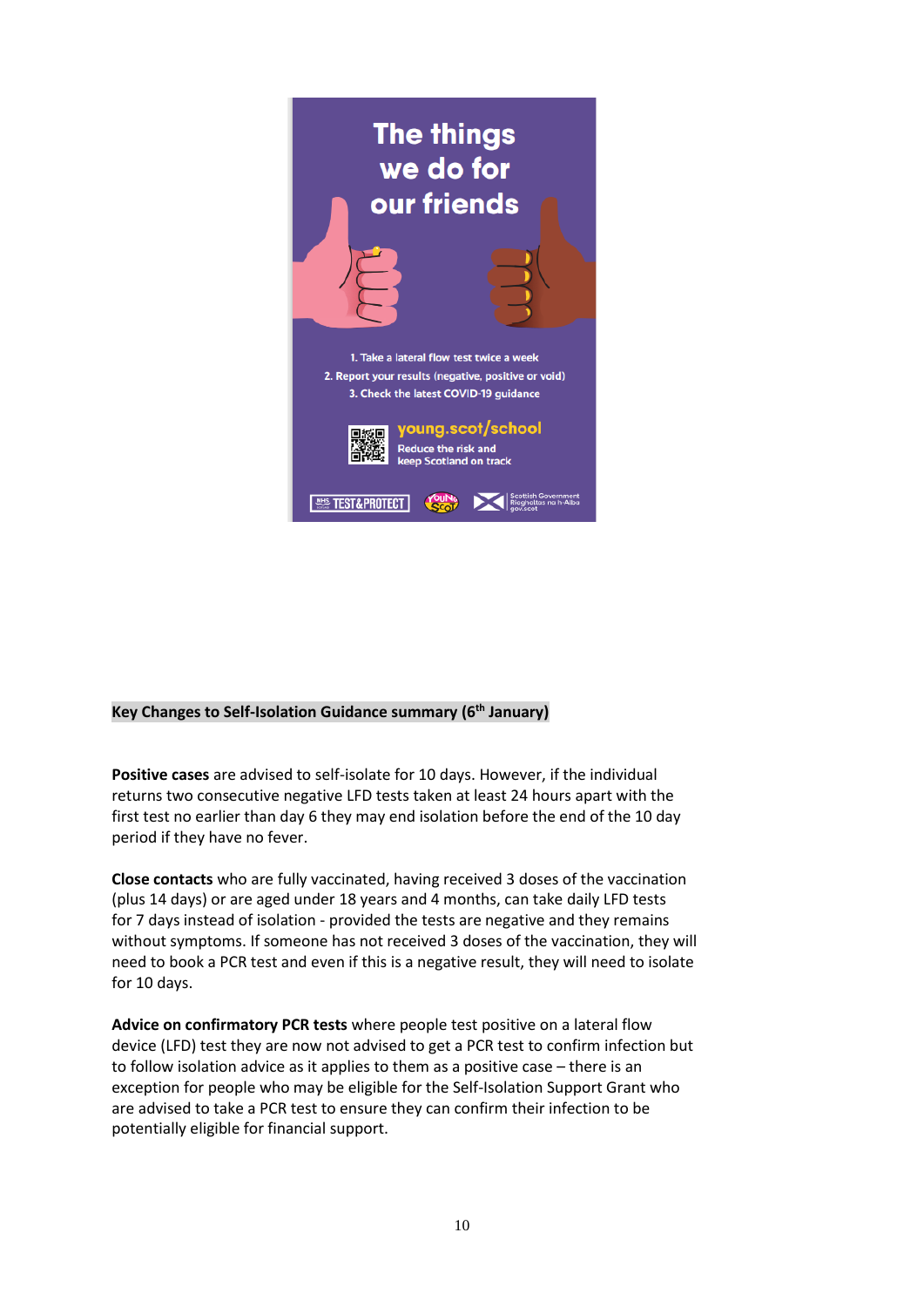The things we do for our friends

1. Take a lateral flow test twice a week
2. Report your results (negative, positive or void)
3. Check the latest COVID-19 guidance

young.scot/school
Reduce the risk and keep Scotland on track

**Key Changes to Self-Isolation Guidance summary (6th January)**

**Positive cases** are advised to self-isolate for 10 days. However, if the individual returns two consecutive negative LFD tests taken at least 24 hours apart with the first test no earlier than day 6 they may end isolation before the end of the 10 day period if they have no fever.

**Close contacts** who are fully vaccinated, having received 3 doses of the vaccination (plus 14 days) or are aged under 18 years and 4 months, can take daily LFD tests for 7 days instead of isolation - provided the tests are negative and they remains without symptoms. If someone has not received 3 doses of the vaccination, they will need to book a PCR test and even if this is a negative result, they will need to isolate for 10 days.

**Advice on confirmatory PCR tests** where people test positive on a lateral flow device (LFD) test they are now not advised to get a PCR test to confirm infection but to follow isolation advice as it applies to them as a positive case – there is an exception for people who may be eligible for the Self-Isolation Support Grant who are advised to take a PCR test to ensure they can confirm their infection to be potentially eligible for financial support.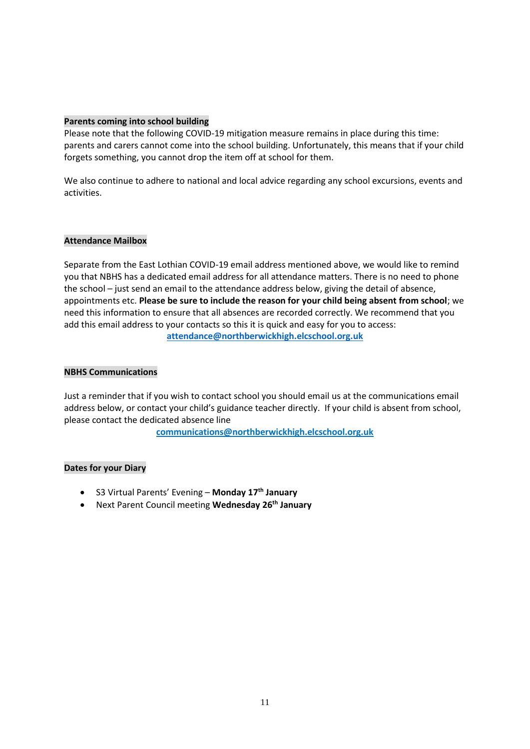**Parents coming into school building**

Please note that the following COVID-19 mitigation measure remains in place during this time: parents and carers cannot come into the school building. Unfortunately, this means that if your child forgets something, you cannot drop the item off at school for them.

We also continue to adhere to national and local advice regarding any school excursions, events and activities.

**Attendance Mailbox**

Separate from the East Lothian COVID-19 email address mentioned above, we would like to remind you that NBHS has a dedicated email address for all attendance matters. There is no need to phone the school – just send an email to the attendance address below, giving the detail of absence, appointments etc. **Please be sure to include the reason for your child being absent from school**; we need this information to ensure that all absences are recorded correctly. We recommend that you add this email address to your contacts so this it is quick and easy for you to access:

**attendance@northberwickhigh.elcschool.org.uk**

**NBHS Communications**

Just a reminder that if you wish to contact school you should email us at the communications email address below, or contact your child's guidance teacher directly. If your child is absent from school, please contact the dedicated absence line

**communications@northberwickhigh.elcschool.org.uk**

**Dates for your Diary**

- S3 Virtual Parents' Evening – **Monday 17th January**
- Next Parent Council meeting **Wednesday 26th January**